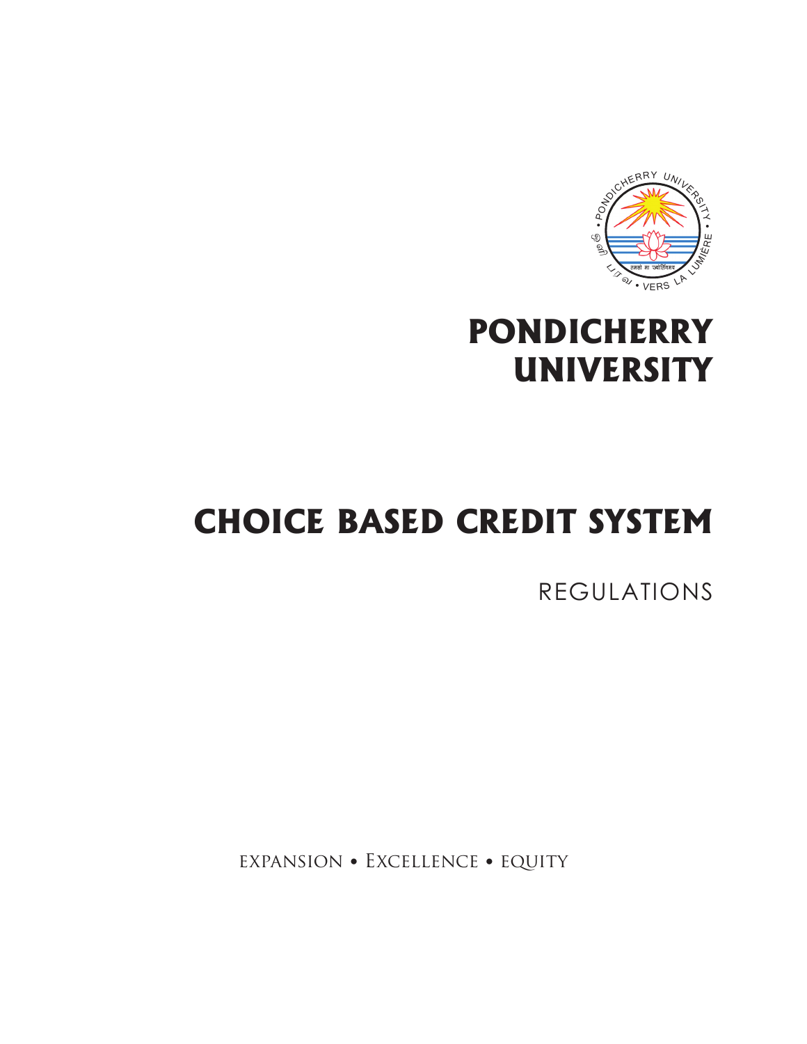# PONDICHERRY UNIVERSITY

# CHOICE BASED CREDIT SYSTEM

## REGULATIONS

EXPANSION • EXCELLENCE • EQUITY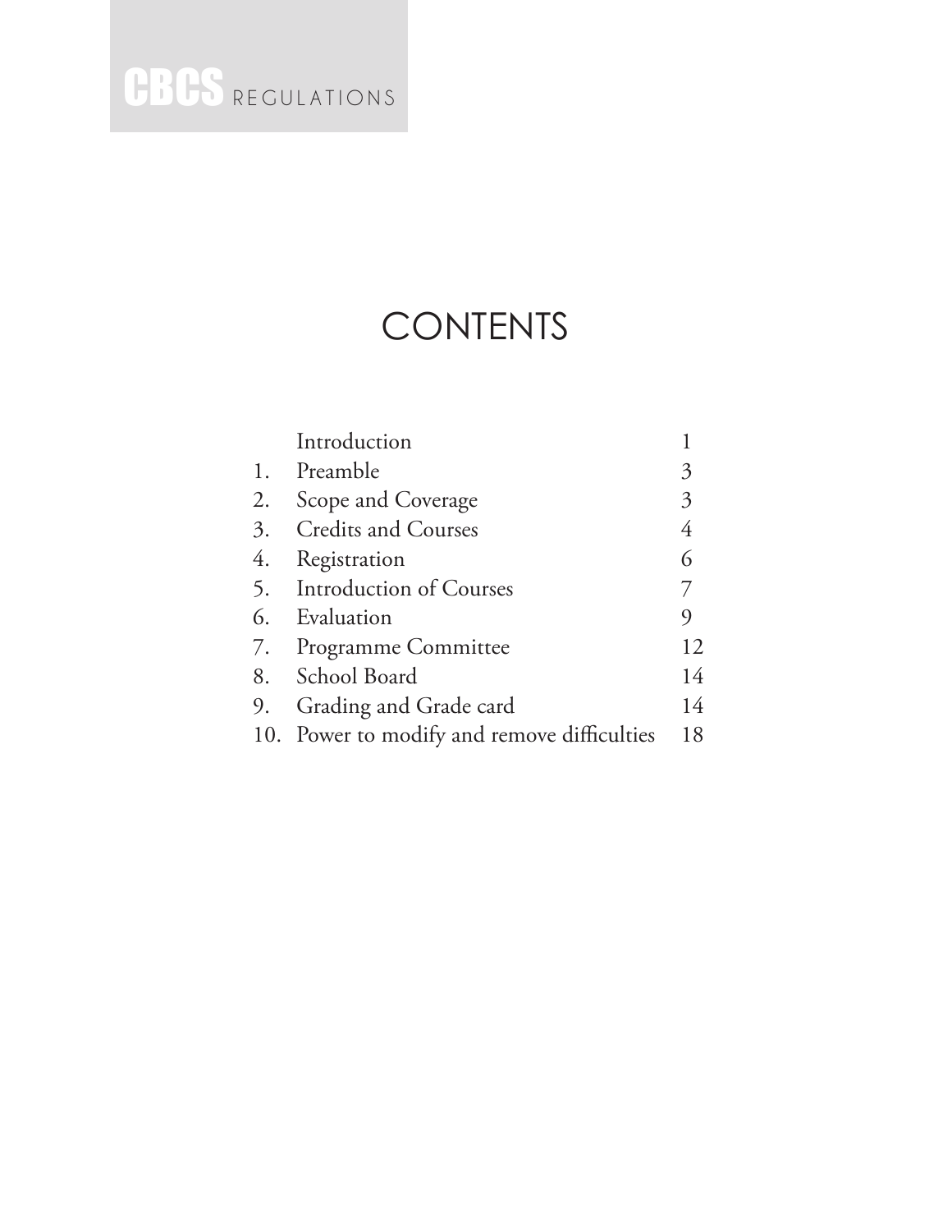# CONTENTS

|  |  |  |
|---|---|---|
|  | Introduction | 1 |
| 1. | Preamble | 3 |
| 2. | Scope and Coverage | 3 |
| 3. | Credits and Courses | 4 |
| 4. | Registration | 6 |
| 5. | Introduction of Courses | 7 |
| 6. | Evaluation | 9 |
| 7. | Programme Committee | 12 |
| 8. | School Board | 14 |
| 9. | Grading and Grade card | 14 |
| 10. | Power to modify and remove difficulties | 18 |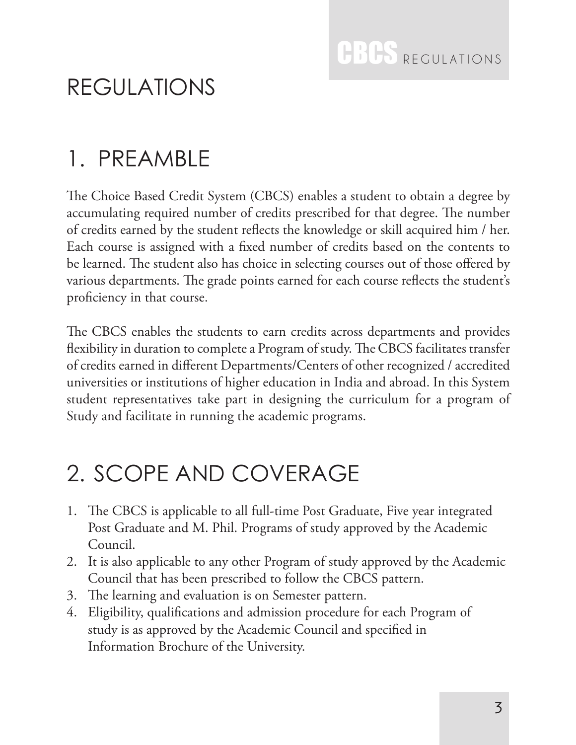# REGULATIONS

## 1. PREAMBLE

The Choice Based Credit System (CBCS) enables a student to obtain a degree by accumulating required number of credits prescribed for that degree. The number of credits earned by the student reflects the knowledge or skill acquired him / her. Each course is assigned with a fixed number of credits based on the contents to be learned. The student also has choice in selecting courses out of those offered by various departments. The grade points earned for each course reflects the student's proficiency in that course.

The CBCS enables the students to earn credits across departments and provides flexibility in duration to complete a Program of study. The CBCS facilitates transfer of credits earned in different Departments/Centers of other recognized / accredited universities or institutions of higher education in India and abroad. In this System student representatives take part in designing the curriculum for a program of Study and facilitate in running the academic programs.

## 2. SCOPE AND COVERAGE

1. The CBCS is applicable to all full-time Post Graduate, Five year integrated Post Graduate and M. Phil. Programs of study approved by the Academic Council.
2. It is also applicable to any other Program of study approved by the Academic Council that has been prescribed to follow the CBCS pattern.
3. The learning and evaluation is on Semester pattern.
4. Eligibility, qualifications and admission procedure for each Program of study is as approved by the Academic Council and specified in Information Brochure of the University.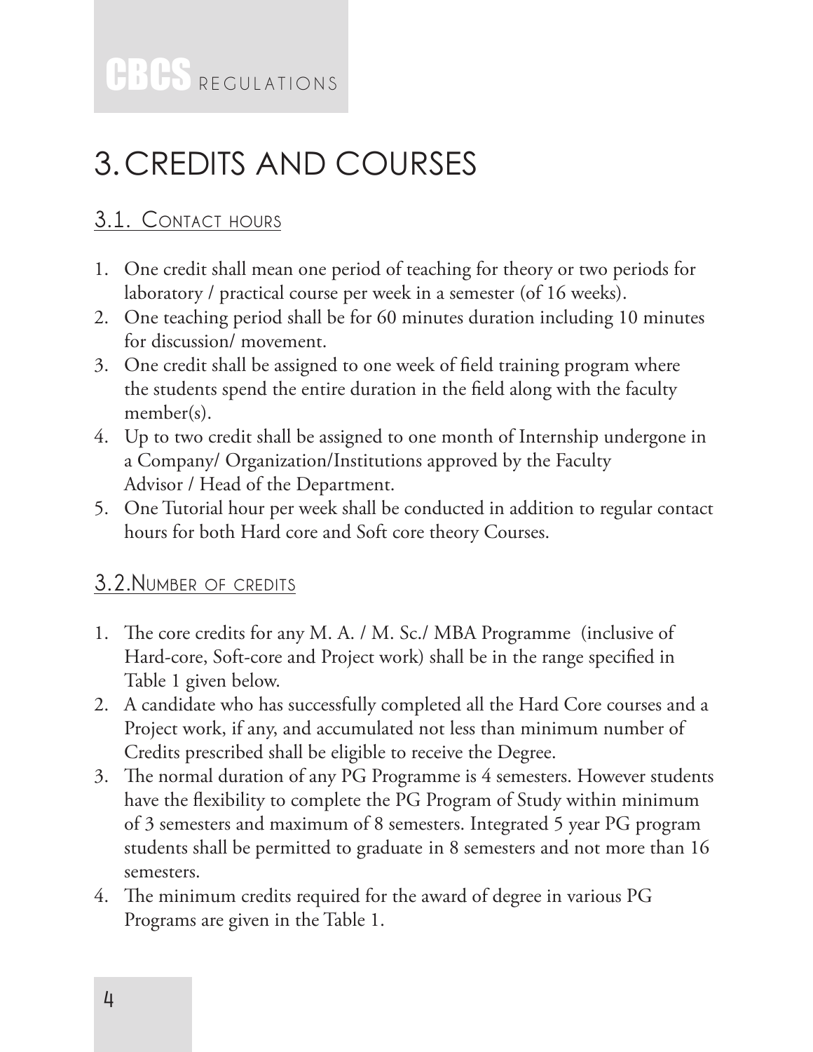# 3. CREDITS AND COURSES

## 3.1. Contact hours

1. One credit shall mean one period of teaching for theory or two periods for laboratory / practical course per week in a semester (of 16 weeks).
2. One teaching period shall be for 60 minutes duration including 10 minutes for discussion/ movement.
3. One credit shall be assigned to one week of field training program where the students spend the entire duration in the field along with the faculty member(s).
4. Up to two credit shall be assigned to one month of Internship undergone in a Company/ Organization/Institutions approved by the Faculty Advisor / Head of the Department.
5. One Tutorial hour per week shall be conducted in addition to regular contact hours for both Hard core and Soft core theory Courses.

## 3.2. Number of credits

1. The core credits for any M. A. / M. Sc./ MBA Programme (inclusive of Hard-core, Soft-core and Project work) shall be in the range specified in Table 1 given below.
2. A candidate who has successfully completed all the Hard Core courses and a Project work, if any, and accumulated not less than minimum number of Credits prescribed shall be eligible to receive the Degree.
3. The normal duration of any PG Programme is 4 semesters. However students have the flexibility to complete the PG Program of Study within minimum of 3 semesters and maximum of 8 semesters. Integrated 5 year PG program students shall be permitted to graduate in 8 semesters and not more than 16 semesters.
4. The minimum credits required for the award of degree in various PG Programs are given in the Table 1.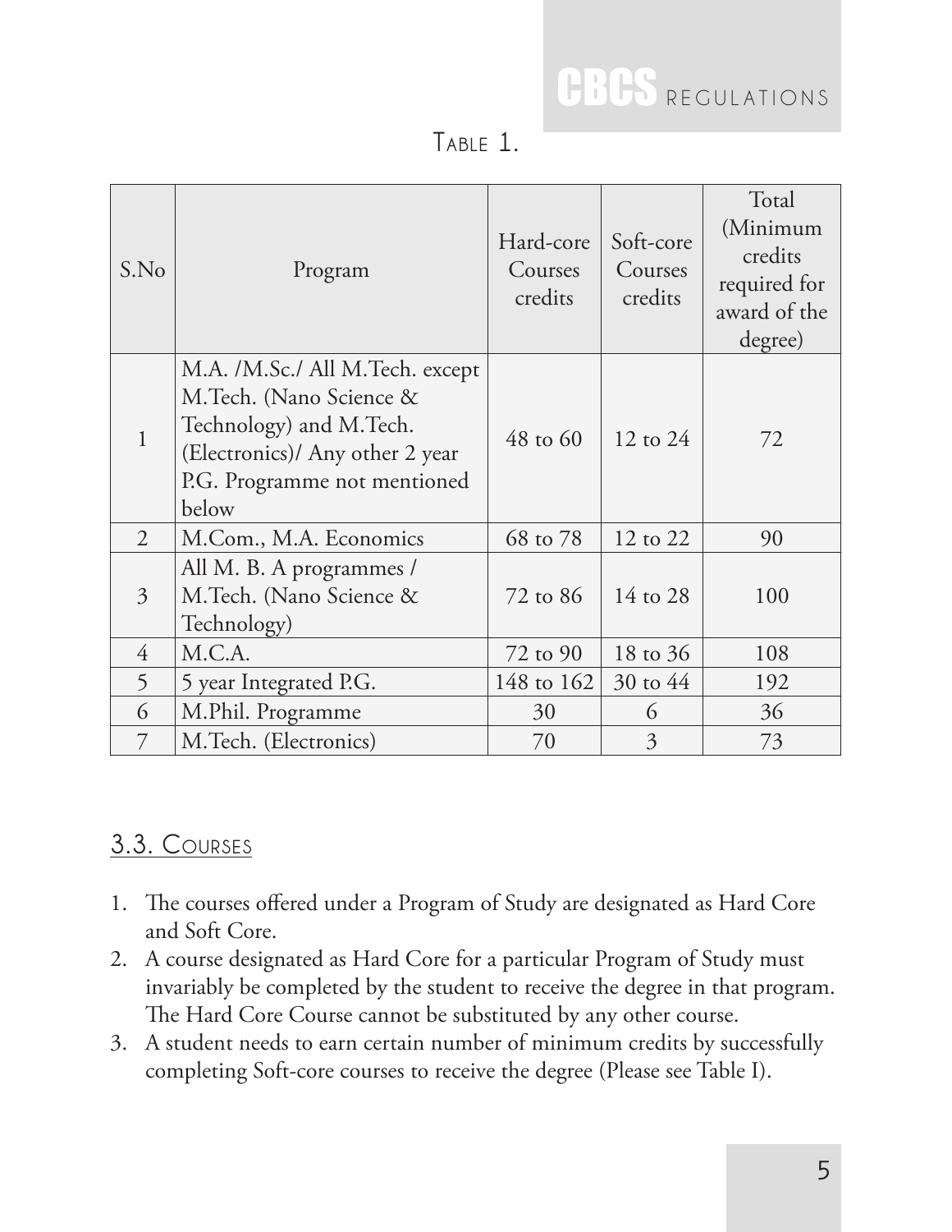Table 1.

| S.No | Program | Hard-core Courses credits | Soft-core Courses credits | Total (Minimum credits required for award of the degree) |
|---|---|---|---|---|
| 1 | M.A. /M.Sc./ All M.Tech. except M.Tech. (Nano Science & Technology) and M.Tech. (Electronics)/ Any other 2 year P.G. Programme not mentioned below | 48 to 60 | 12 to 24 | 72 |
| 2 | M.Com., M.A. Economics | 68 to 78 | 12 to 22 | 90 |
| 3 | All M. B. A programmes / M.Tech. (Nano Science & Technology) | 72 to 86 | 14 to 28 | 100 |
| 4 | M.C.A. | 72 to 90 | 18 to 36 | 108 |
| 5 | 5 year Integrated P.G. | 148 to 162 | 30 to 44 | 192 |
| 6 | M.Phil. Programme | 30 | 6 | 36 |
| 7 | M.Tech. (Electronics) | 70 | 3 | 73 |

## 3.3. Courses

1. The courses offered under a Program of Study are designated as Hard Core and Soft Core.
2. A course designated as Hard Core for a particular Program of Study must invariably be completed by the student to receive the degree in that program. The Hard Core Course cannot be substituted by any other course.
3. A student needs to earn certain number of minimum credits by successfully completing Soft-core courses to receive the degree (Please see Table I).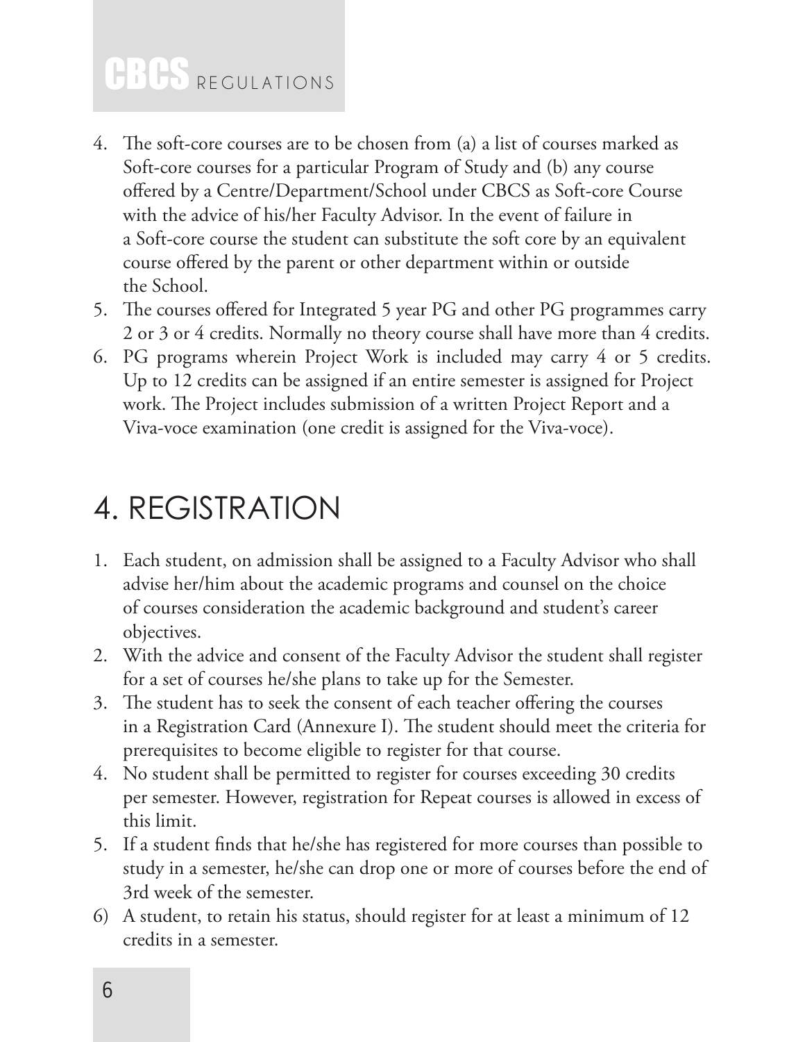4. The soft-core courses are to be chosen from (a) a list of courses marked as Soft-core courses for a particular Program of Study and (b) any course offered by a Centre/Department/School under CBCS as Soft-core Course with the advice of his/her Faculty Advisor. In the event of failure in a Soft-core course the student can substitute the soft core by an equivalent course offered by the parent or other department within or outside the School.
5. The courses offered for Integrated 5 year PG and other PG programmes carry 2 or 3 or 4 credits. Normally no theory course shall have more than 4 credits.
6. PG programs wherein Project Work is included may carry 4 or 5 credits. Up to 12 credits can be assigned if an entire semester is assigned for Project work. The Project includes submission of a written Project Report and a Viva-voce examination (one credit is assigned for the Viva-voce).

# 4. REGISTRATION

1. Each student, on admission shall be assigned to a Faculty Advisor who shall advise her/him about the academic programs and counsel on the choice of courses consideration the academic background and student's career objectives.
2. With the advice and consent of the Faculty Advisor the student shall register for a set of courses he/she plans to take up for the Semester.
3. The student has to seek the consent of each teacher offering the courses in a Registration Card (Annexure I). The student should meet the criteria for prerequisites to become eligible to register for that course.
4. No student shall be permitted to register for courses exceeding 30 credits per semester. However, registration for Repeat courses is allowed in excess of this limit.
5. If a student finds that he/she has registered for more courses than possible to study in a semester, he/she can drop one or more of courses before the end of 3rd week of the semester.
6) A student, to retain his status, should register for at least a minimum of 12 credits in a semester.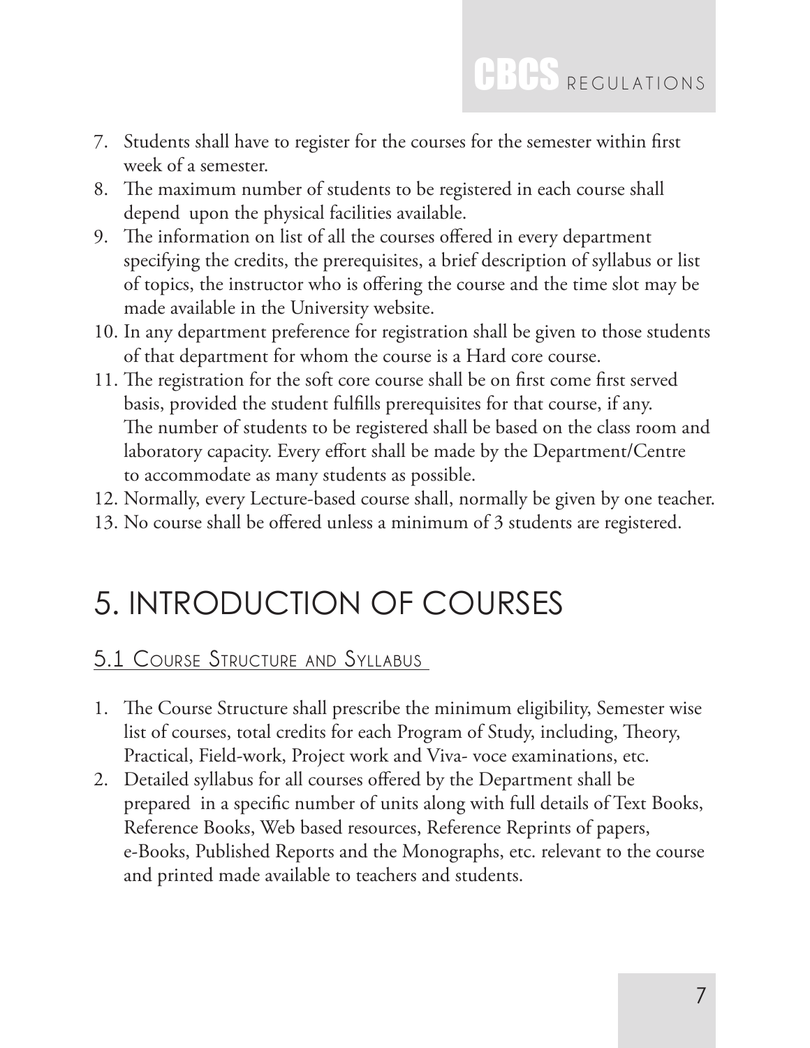7. Students shall have to register for the courses for the semester within first week of a semester.
8. The maximum number of students to be registered in each course shall depend upon the physical facilities available.
9. The information on list of all the courses offered in every department specifying the credits, the prerequisites, a brief description of syllabus or list of topics, the instructor who is offering the course and the time slot may be made available in the University website.
10. In any department preference for registration shall be given to those students of that department for whom the course is a Hard core course.
11. The registration for the soft core course shall be on first come first served basis, provided the student fulfills prerequisites for that course, if any. The number of students to be registered shall be based on the class room and laboratory capacity. Every effort shall be made by the Department/Centre to accommodate as many students as possible.
12. Normally, every Lecture-based course shall, normally be given by one teacher.
13. No course shall be offered unless a minimum of 3 students are registered.

# 5. INTRODUCTION OF COURSES

## 5.1 Course Structure and Syllabus

1. The Course Structure shall prescribe the minimum eligibility, Semester wise list of courses, total credits for each Program of Study, including, Theory, Practical, Field-work, Project work and Viva- voce examinations, etc.
2. Detailed syllabus for all courses offered by the Department shall be prepared in a specific number of units along with full details of Text Books, Reference Books, Web based resources, Reference Reprints of papers, e-Books, Published Reports and the Monographs, etc. relevant to the course and printed made available to teachers and students.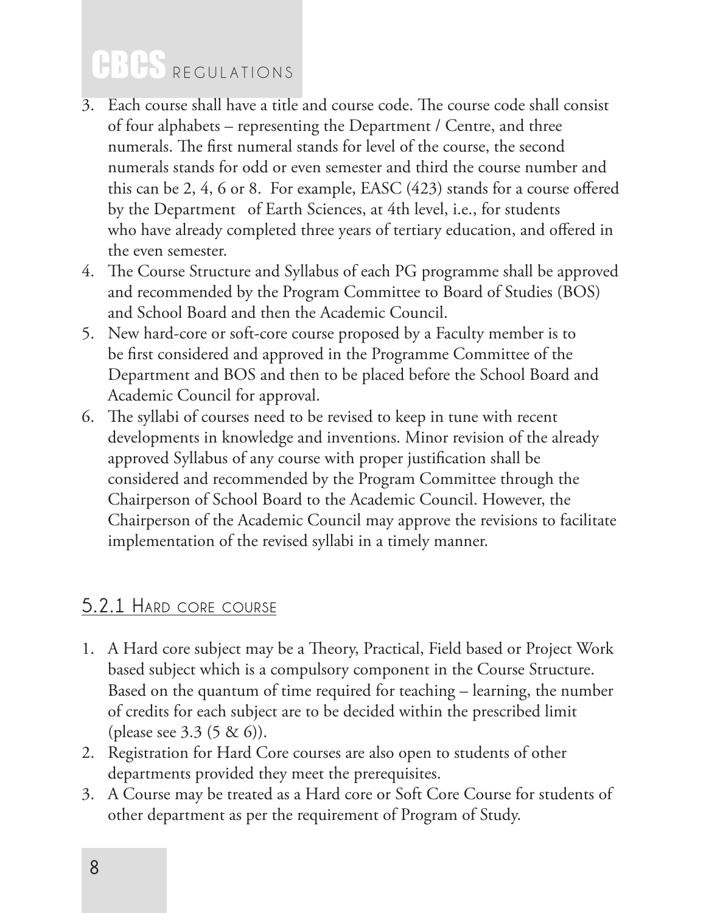3. Each course shall have a title and course code. The course code shall consist of four alphabets – representing the Department / Centre, and three numerals. The first numeral stands for level of the course, the second numerals stands for odd or even semester and third the course number and this can be 2, 4, 6 or 8. For example, EASC (423) stands for a course offered by the Department of Earth Sciences, at 4th level, i.e., for students who have already completed three years of tertiary education, and offered in the even semester.
4. The Course Structure and Syllabus of each PG programme shall be approved and recommended by the Program Committee to Board of Studies (BOS) and School Board and then the Academic Council.
5. New hard-core or soft-core course proposed by a Faculty member is to be first considered and approved in the Programme Committee of the Department and BOS and then to be placed before the School Board and Academic Council for approval.
6. The syllabi of courses need to be revised to keep in tune with recent developments in knowledge and inventions. Minor revision of the already approved Syllabus of any course with proper justification shall be considered and recommended by the Program Committee through the Chairperson of School Board to the Academic Council. However, the Chairperson of the Academic Council may approve the revisions to facilitate implementation of the revised syllabi in a timely manner.

### 5.2.1 Hard core course

1. A Hard core subject may be a Theory, Practical, Field based or Project Work based subject which is a compulsory component in the Course Structure. Based on the quantum of time required for teaching – learning, the number of credits for each subject are to be decided within the prescribed limit (please see 3.3 (5 & 6)).
2. Registration for Hard Core courses are also open to students of other departments provided they meet the prerequisites.
3. A Course may be treated as a Hard core or Soft Core Course for students of other department as per the requirement of Program of Study.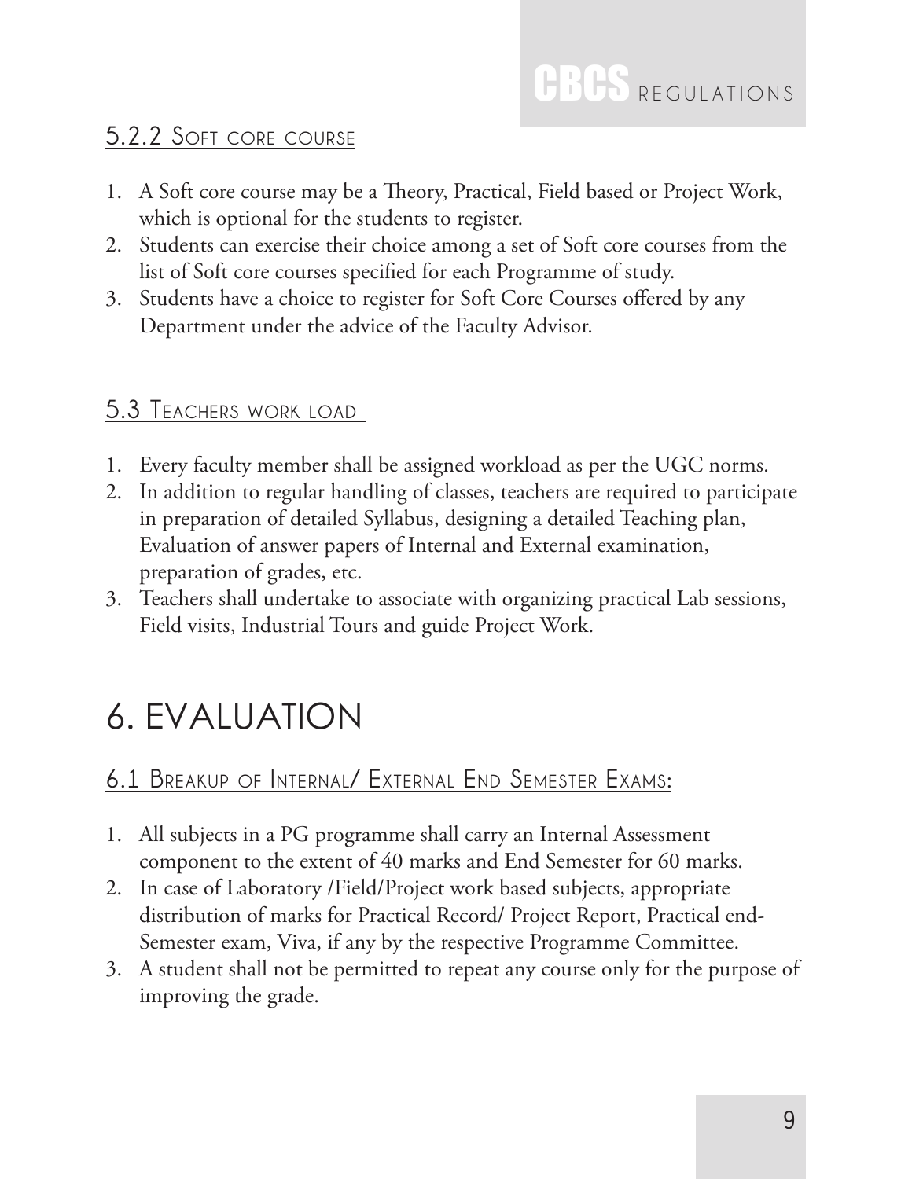### 5.2.2 Soft core course

1. A Soft core course may be a Theory, Practical, Field based or Project Work, which is optional for the students to register.
2. Students can exercise their choice among a set of Soft core courses from the list of Soft core courses specified for each Programme of study.
3. Students have a choice to register for Soft Core Courses offered by any Department under the advice of the Faculty Advisor.

## 5.3 Teachers work load

1. Every faculty member shall be assigned workload as per the UGC norms.
2. In addition to regular handling of classes, teachers are required to participate in preparation of detailed Syllabus, designing a detailed Teaching plan, Evaluation of answer papers of Internal and External examination, preparation of grades, etc.
3. Teachers shall undertake to associate with organizing practical Lab sessions, Field visits, Industrial Tours and guide Project Work.

# 6. EVALUATION

## 6.1 Breakup of Internal/ External End Semester Exams:

1. All subjects in a PG programme shall carry an Internal Assessment component to the extent of 40 marks and End Semester for 60 marks.
2. In case of Laboratory /Field/Project work based subjects, appropriate distribution of marks for Practical Record/ Project Report, Practical end-Semester exam, Viva, if any by the respective Programme Committee.
3. A student shall not be permitted to repeat any course only for the purpose of improving the grade.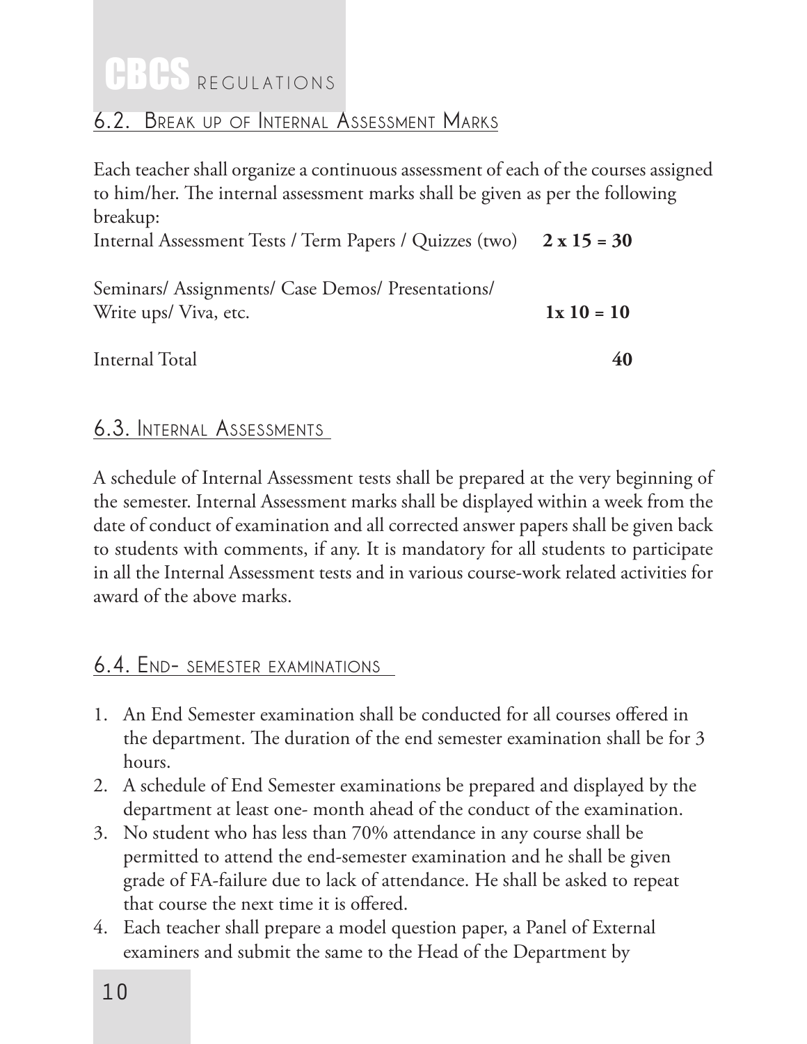### 6.2. Break up of Internal Assessment Marks

Each teacher shall organize a continuous assessment of each of the courses assigned to him/her. The internal assessment marks shall be given as per the following breakup:

| | |
|---|---|
| Internal Assessment Tests / Term Papers / Quizzes (two) | **2 x 15 = 30** |
| Seminars/ Assignments/ Case Demos/ Presentations/ Write ups/ Viva, etc. | **1x 10 = 10** |
| Internal Total | **40** |

### 6.3. Internal Assessments

A schedule of Internal Assessment tests shall be prepared at the very beginning of the semester. Internal Assessment marks shall be displayed within a week from the date of conduct of examination and all corrected answer papers shall be given back to students with comments, if any. It is mandatory for all students to participate in all the Internal Assessment tests and in various course-work related activities for award of the above marks.

### 6.4. End- semester examinations

1. An End Semester examination shall be conducted for all courses offered in the department. The duration of the end semester examination shall be for 3 hours.
2. A schedule of End Semester examinations be prepared and displayed by the department at least one- month ahead of the conduct of the examination.
3. No student who has less than 70% attendance in any course shall be permitted to attend the end-semester examination and he shall be given grade of FA-failure due to lack of attendance. He shall be asked to repeat that course the next time it is offered.
4. Each teacher shall prepare a model question paper, a Panel of External examiners and submit the same to the Head of the Department by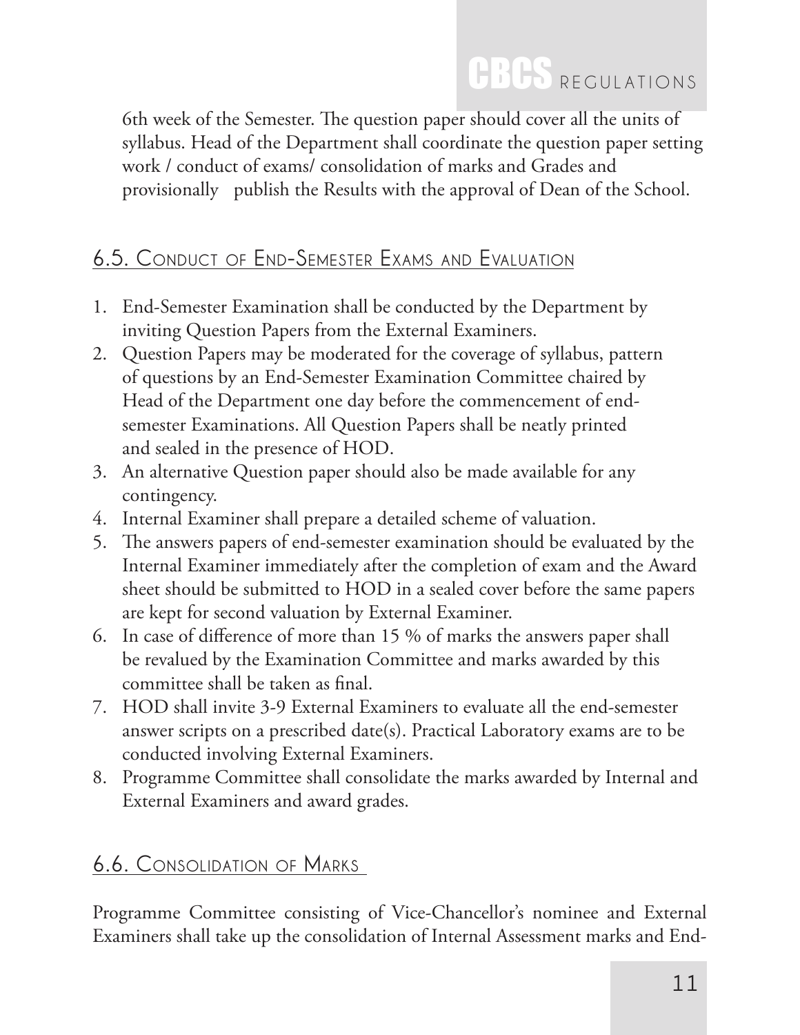6th week of the Semester. The question paper should cover all the units of syllabus. Head of the Department shall coordinate the question paper setting work / conduct of exams/ consolidation of marks and Grades and provisionally publish the Results with the approval of Dean of the School.

## 6.5. Conduct of End-Semester Exams and Evaluation

1. End-Semester Examination shall be conducted by the Department by inviting Question Papers from the External Examiners.
2. Question Papers may be moderated for the coverage of syllabus, pattern of questions by an End-Semester Examination Committee chaired by Head of the Department one day before the commencement of end-semester Examinations. All Question Papers shall be neatly printed and sealed in the presence of HOD.
3. An alternative Question paper should also be made available for any contingency.
4. Internal Examiner shall prepare a detailed scheme of valuation.
5. The answers papers of end-semester examination should be evaluated by the Internal Examiner immediately after the completion of exam and the Award sheet should be submitted to HOD in a sealed cover before the same papers are kept for second valuation by External Examiner.
6. In case of difference of more than 15 % of marks the answers paper shall be revalued by the Examination Committee and marks awarded by this committee shall be taken as final.
7. HOD shall invite 3-9 External Examiners to evaluate all the end-semester answer scripts on a prescribed date(s). Practical Laboratory exams are to be conducted involving External Examiners.
8. Programme Committee shall consolidate the marks awarded by Internal and External Examiners and award grades.

## 6.6. Consolidation of Marks

Programme Committee consisting of Vice-Chancellor's nominee and External Examiners shall take up the consolidation of Internal Assessment marks and End-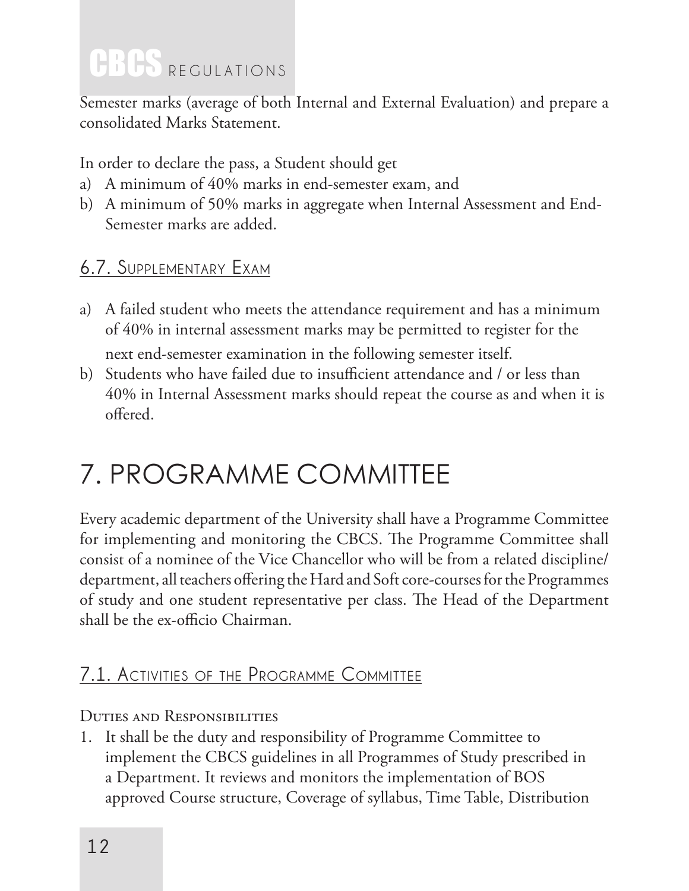Semester marks (average of both Internal and External Evaluation) and prepare a consolidated Marks Statement.

In order to declare the pass, a Student should get

a) A minimum of 40% marks in end-semester exam, and
b) A minimum of 50% marks in aggregate when Internal Assessment and End-Semester marks are added.

### 6.7. Supplementary Exam

a) A failed student who meets the attendance requirement and has a minimum of 40% in internal assessment marks may be permitted to register for the next end-semester examination in the following semester itself.
b) Students who have failed due to insufficient attendance and / or less than 40% in Internal Assessment marks should repeat the course as and when it is offered.

## 7. PROGRAMME COMMITTEE

Every academic department of the University shall have a Programme Committee for implementing and monitoring the CBCS. The Programme Committee shall consist of a nominee of the Vice Chancellor who will be from a related discipline/ department, all teachers offering the Hard and Soft core-courses for the Programmes of study and one student representative per class. The Head of the Department shall be the ex-officio Chairman.

### 7.1. Activities of the Programme Committee

Duties and Responsibilities

1. It shall be the duty and responsibility of Programme Committee to implement the CBCS guidelines in all Programmes of Study prescribed in a Department. It reviews and monitors the implementation of BOS approved Course structure, Coverage of syllabus, Time Table, Distribution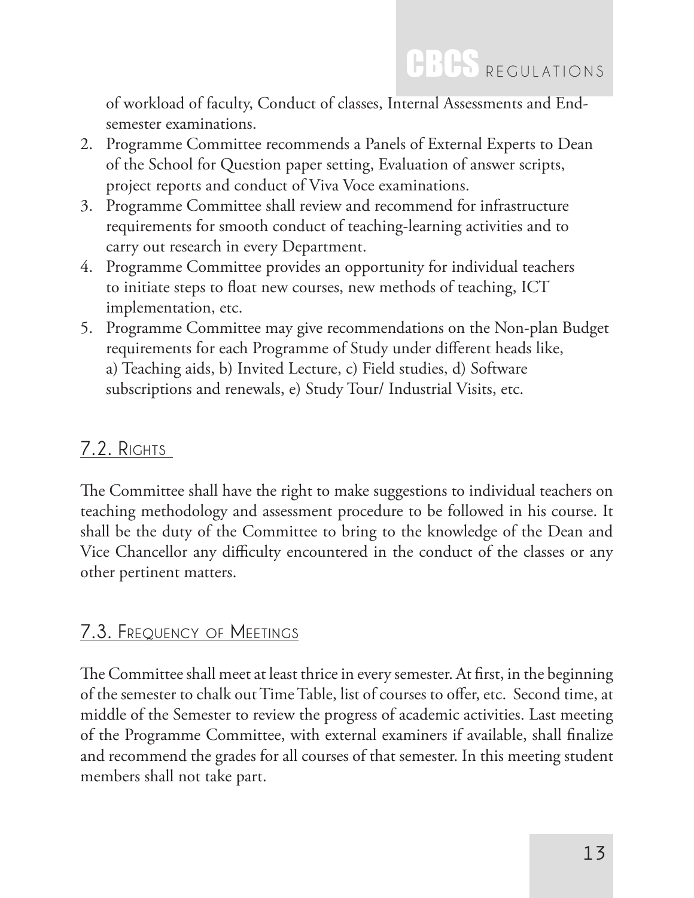of workload of faculty, Conduct of classes, Internal Assessments and End-semester examinations.

2. Programme Committee recommends a Panels of External Experts to Dean of the School for Question paper setting, Evaluation of answer scripts, project reports and conduct of Viva Voce examinations.
3. Programme Committee shall review and recommend for infrastructure requirements for smooth conduct of teaching-learning activities and to carry out research in every Department.
4. Programme Committee provides an opportunity for individual teachers to initiate steps to float new courses, new methods of teaching, ICT implementation, etc.
5. Programme Committee may give recommendations on the Non-plan Budget requirements for each Programme of Study under different heads like, a) Teaching aids, b) Invited Lecture, c) Field studies, d) Software subscriptions and renewals, e) Study Tour/ Industrial Visits, etc.

## 7.2. Rights

The Committee shall have the right to make suggestions to individual teachers on teaching methodology and assessment procedure to be followed in his course. It shall be the duty of the Committee to bring to the knowledge of the Dean and Vice Chancellor any difficulty encountered in the conduct of the classes or any other pertinent matters.

## 7.3. Frequency of Meetings

The Committee shall meet at least thrice in every semester. At first, in the beginning of the semester to chalk out Time Table, list of courses to offer, etc. Second time, at middle of the Semester to review the progress of academic activities. Last meeting of the Programme Committee, with external examiners if available, shall finalize and recommend the grades for all courses of that semester. In this meeting student members shall not take part.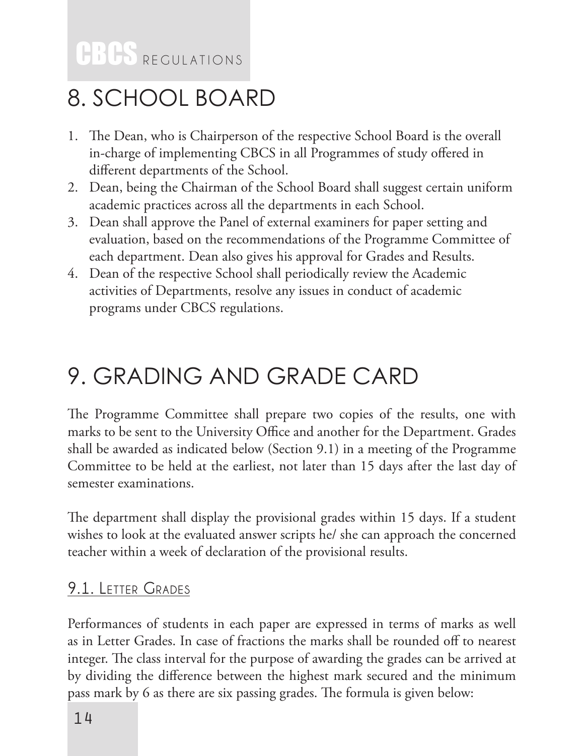## 8. SCHOOL BOARD

1. The Dean, who is Chairperson of the respective School Board is the overall in-charge of implementing CBCS in all Programmes of study offered in different departments of the School.
2. Dean, being the Chairman of the School Board shall suggest certain uniform academic practices across all the departments in each School.
3. Dean shall approve the Panel of external examiners for paper setting and evaluation, based on the recommendations of the Programme Committee of each department. Dean also gives his approval for Grades and Results.
4. Dean of the respective School shall periodically review the Academic activities of Departments, resolve any issues in conduct of academic programs under CBCS regulations.

## 9. GRADING AND GRADE CARD

The Programme Committee shall prepare two copies of the results, one with marks to be sent to the University Office and another for the Department. Grades shall be awarded as indicated below (Section 9.1) in a meeting of the Programme Committee to be held at the earliest, not later than 15 days after the last day of semester examinations.

The department shall display the provisional grades within 15 days. If a student wishes to look at the evaluated answer scripts he/ she can approach the concerned teacher within a week of declaration of the provisional results.

### 9.1. Letter Grades

Performances of students in each paper are expressed in terms of marks as well as in Letter Grades. In case of fractions the marks shall be rounded off to nearest integer. The class interval for the purpose of awarding the grades can be arrived at by dividing the difference between the highest mark secured and the minimum pass mark by 6 as there are six passing grades. The formula is given below: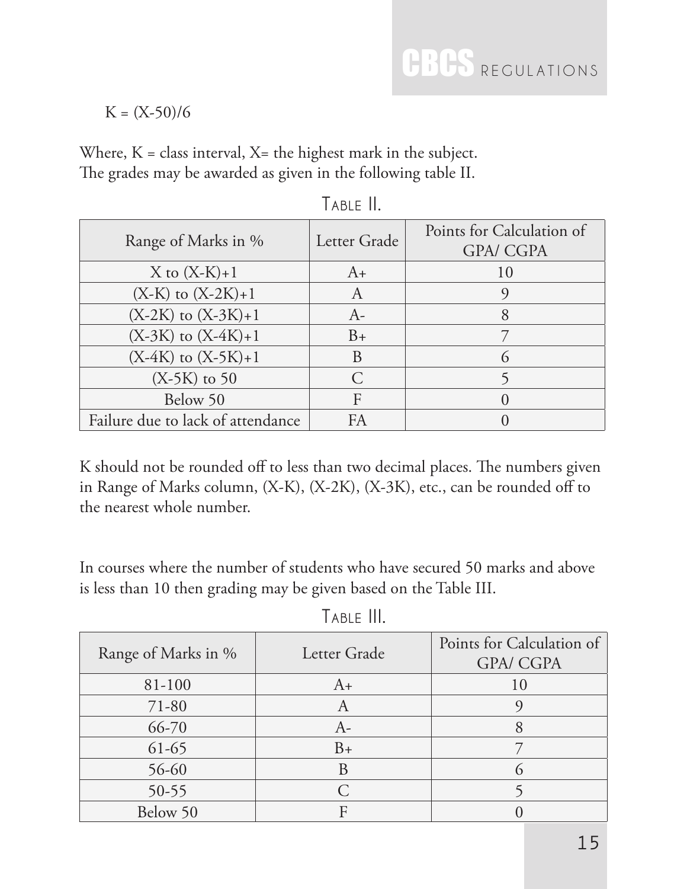$K = (X-50)/6$

Where, K = class interval, X= the highest mark in the subject.
The grades may be awarded as given in the following table II.

TABLE II.

| Range of Marks in % | Letter Grade | Points for Calculation of GPA/ CGPA |
|---|---|---|
| X to (X-K)+1 | A+ | 10 |
| (X-K) to (X-2K)+1 | A | 9 |
| (X-2K) to (X-3K)+1 | A- | 8 |
| (X-3K) to (X-4K)+1 | B+ | 7 |
| (X-4K) to (X-5K)+1 | B | 6 |
| (X-5K) to 50 | C | 5 |
| Below 50 | F | 0 |
| Failure due to lack of attendance | FA | 0 |

K should not be rounded off to less than two decimal places. The numbers given in Range of Marks column, (X-K), (X-2K), (X-3K), etc., can be rounded off to the nearest whole number.

In courses where the number of students who have secured 50 marks and above is less than 10 then grading may be given based on the Table III.

TABLE III.

| Range of Marks in % | Letter Grade | Points for Calculation of GPA/ CGPA |
|---|---|---|
| 81-100 | A+ | 10 |
| 71-80 | A | 9 |
| 66-70 | A- | 8 |
| 61-65 | B+ | 7 |
| 56-60 | B | 6 |
| 50-55 | C | 5 |
| Below 50 | F | 0 |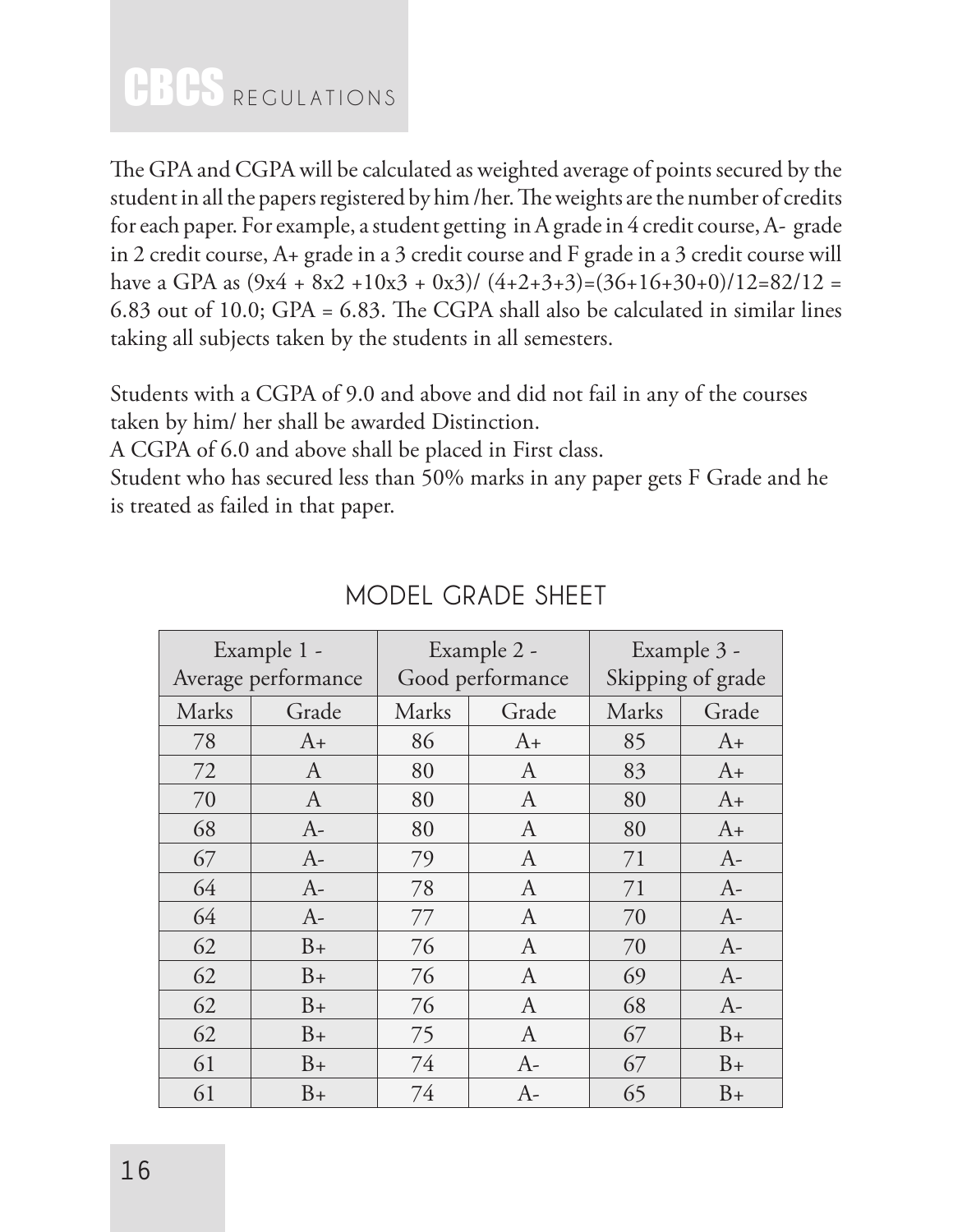The GPA and CGPA will be calculated as weighted average of points secured by the student in all the papers registered by him /her. The weights are the number of credits for each paper. For example, a student getting in A grade in 4 credit course, A- grade in 2 credit course, A+ grade in a 3 credit course and F grade in a 3 credit course will have a GPA as $(9x4 + 8x2 + 10x3 + 0x3)/(4+2+3+3)=(36+16+30+0)/12=82/12 = 6.83$ out of 10.0; GPA = 6.83. The CGPA shall also be calculated in similar lines taking all subjects taken by the students in all semesters.

Students with a CGPA of 9.0 and above and did not fail in any of the courses taken by him/ her shall be awarded Distinction.

A CGPA of 6.0 and above shall be placed in First class.

Student who has secured less than 50% marks in any paper gets F Grade and he is treated as failed in that paper.

## MODEL GRADE SHEET

| Example 1 - Average performance | | Example 2 - Good performance | | Example 3 - Skipping of grade | |
|---|---|---|---|---|---|
| Marks | Grade | Marks | Grade | Marks | Grade |
| 78 | A+ | 86 | A+ | 85 | A+ |
| 72 | A | 80 | A | 83 | A+ |
| 70 | A | 80 | A | 80 | A+ |
| 68 | A- | 80 | A | 80 | A+ |
| 67 | A- | 79 | A | 71 | A- |
| 64 | A- | 78 | A | 71 | A- |
| 64 | A- | 77 | A | 70 | A- |
| 62 | B+ | 76 | A | 70 | A- |
| 62 | B+ | 76 | A | 69 | A- |
| 62 | B+ | 76 | A | 68 | A- |
| 62 | B+ | 75 | A | 67 | B+ |
| 61 | B+ | 74 | A- | 67 | B+ |
| 61 | B+ | 74 | A- | 65 | B+ |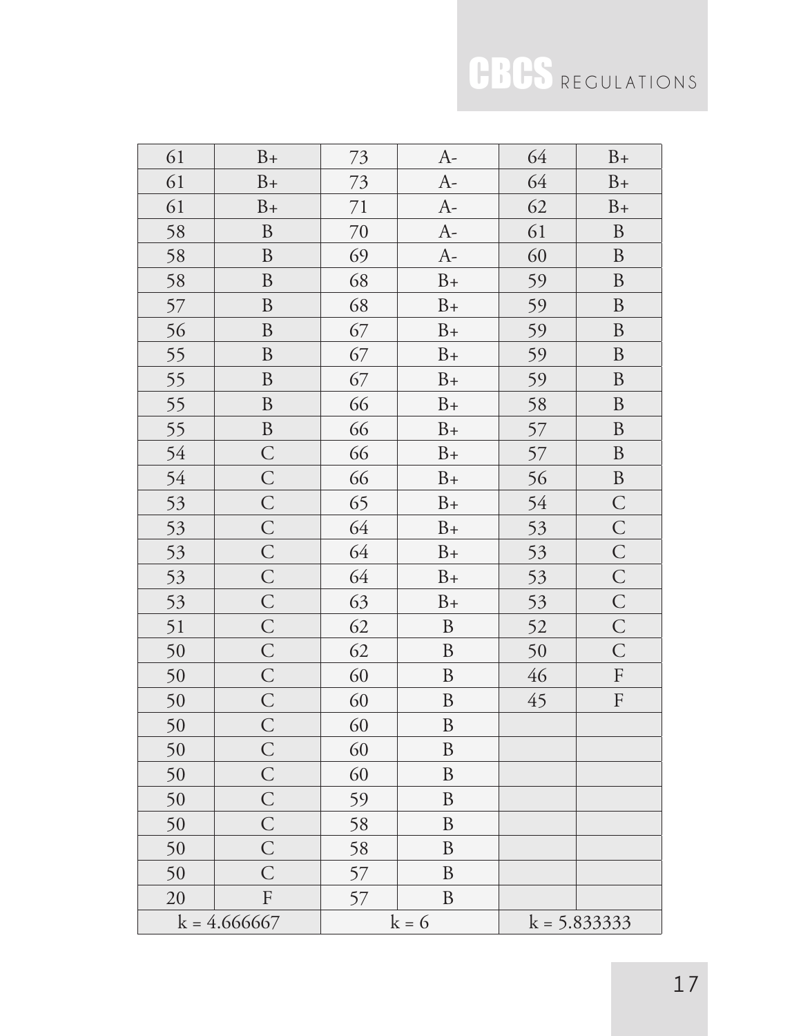| 61 | B+ | 73 | A- | 64 | B+ |
|---|---|---|---|---|---|
| 61 | B+ | 73 | A- | 64 | B+ |
| 61 | B+ | 71 | A- | 62 | B+ |
| 58 | B | 70 | A- | 61 | B |
| 58 | B | 69 | A- | 60 | B |
| 58 | B | 68 | B+ | 59 | B |
| 57 | B | 68 | B+ | 59 | B |
| 56 | B | 67 | B+ | 59 | B |
| 55 | B | 67 | B+ | 59 | B |
| 55 | B | 67 | B+ | 59 | B |
| 55 | B | 66 | B+ | 58 | B |
| 55 | B | 66 | B+ | 57 | B |
| 54 | C | 66 | B+ | 57 | B |
| 54 | C | 66 | B+ | 56 | B |
| 53 | C | 65 | B+ | 54 | C |
| 53 | C | 64 | B+ | 53 | C |
| 53 | C | 64 | B+ | 53 | C |
| 53 | C | 64 | B+ | 53 | C |
| 53 | C | 63 | B+ | 53 | C |
| 51 | C | 62 | B | 52 | C |
| 50 | C | 62 | B | 50 | C |
| 50 | C | 60 | B | 46 | F |
| 50 | C | 60 | B | 45 | F |
| 50 | C | 60 | B | | |
| 50 | C | 60 | B | | |
| 50 | C | 60 | B | | |
| 50 | C | 59 | B | | |
| 50 | C | 58 | B | | |
| 50 | C | 58 | B | | |
| 50 | C | 57 | B | | |
| 20 | F | 57 | B | | |
| k = 4.666667 | | k = 6 | | k = 5.833333 | |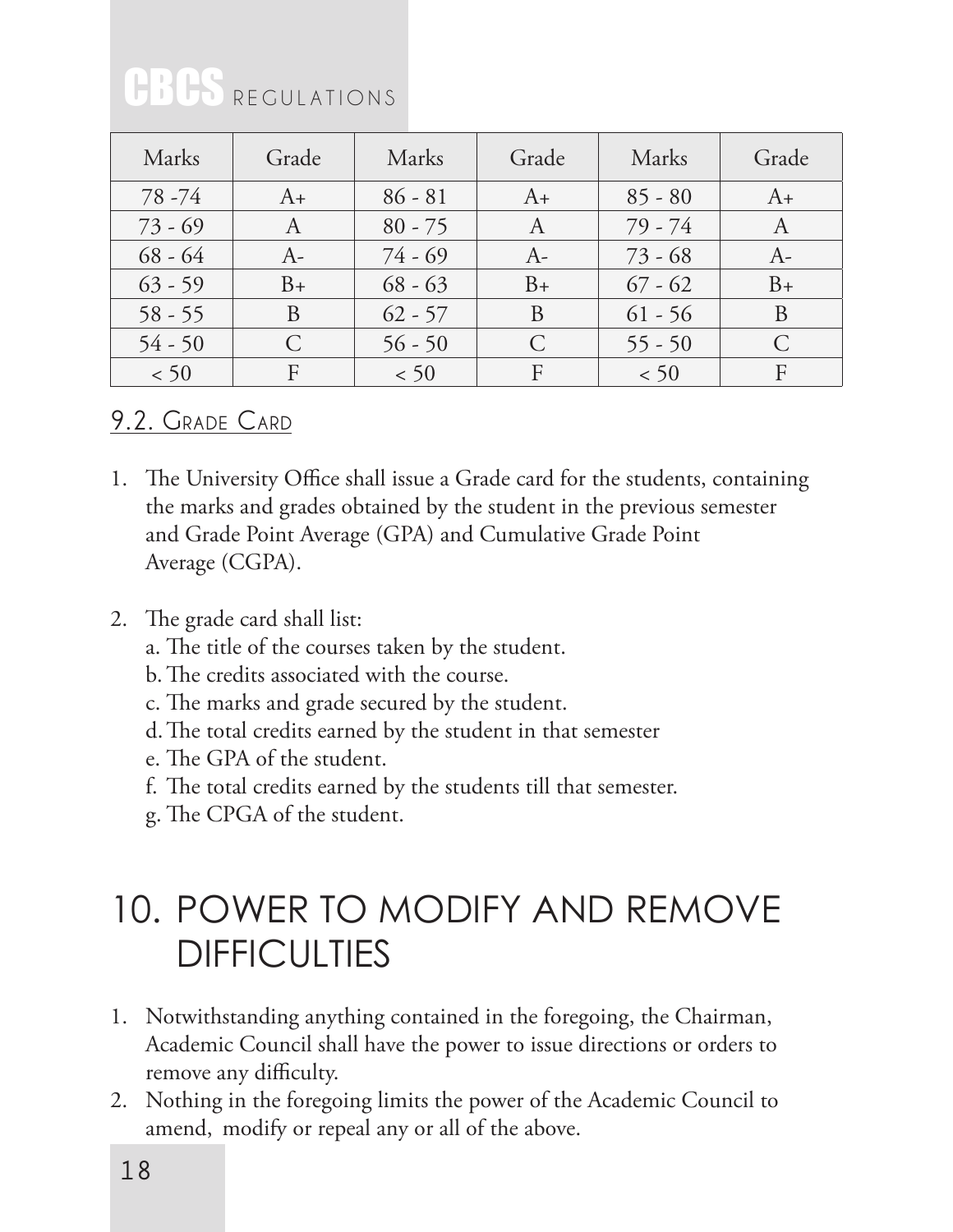| Marks | Grade | Marks | Grade | Marks | Grade |
|---|---|---|---|---|---|
| 78 -74 | A+ | 86 - 81 | A+ | 85 - 80 | A+ |
| 73 - 69 | A | 80 - 75 | A | 79 - 74 | A |
| 68 - 64 | A- | 74 - 69 | A- | 73 - 68 | A- |
| 63 - 59 | B+ | 68 - 63 | B+ | 67 - 62 | B+ |
| 58 - 55 | B | 62 - 57 | B | 61 - 56 | B |
| 54 - 50 | C | 56 - 50 | C | 55 - 50 | C |
| < 50 | F | < 50 | F | < 50 | F |

### 9.2. Grade Card

1. The University Office shall issue a Grade card for the students, containing the marks and grades obtained by the student in the previous semester and Grade Point Average (GPA) and Cumulative Grade Point Average (CGPA).

2. The grade card shall list:
   a. The title of the courses taken by the student.
   b. The credits associated with the course.
   c. The marks and grade secured by the student.
   d. The total credits earned by the student in that semester
   e. The GPA of the student.
   f. The total credits earned by the students till that semester.
   g. The CPGA of the student.

# 10. POWER TO MODIFY AND REMOVE DIFFICULTIES

1. Notwithstanding anything contained in the foregoing, the Chairman, Academic Council shall have the power to issue directions or orders to remove any difficulty.
2. Nothing in the foregoing limits the power of the Academic Council to amend, modify or repeal any or all of the above.